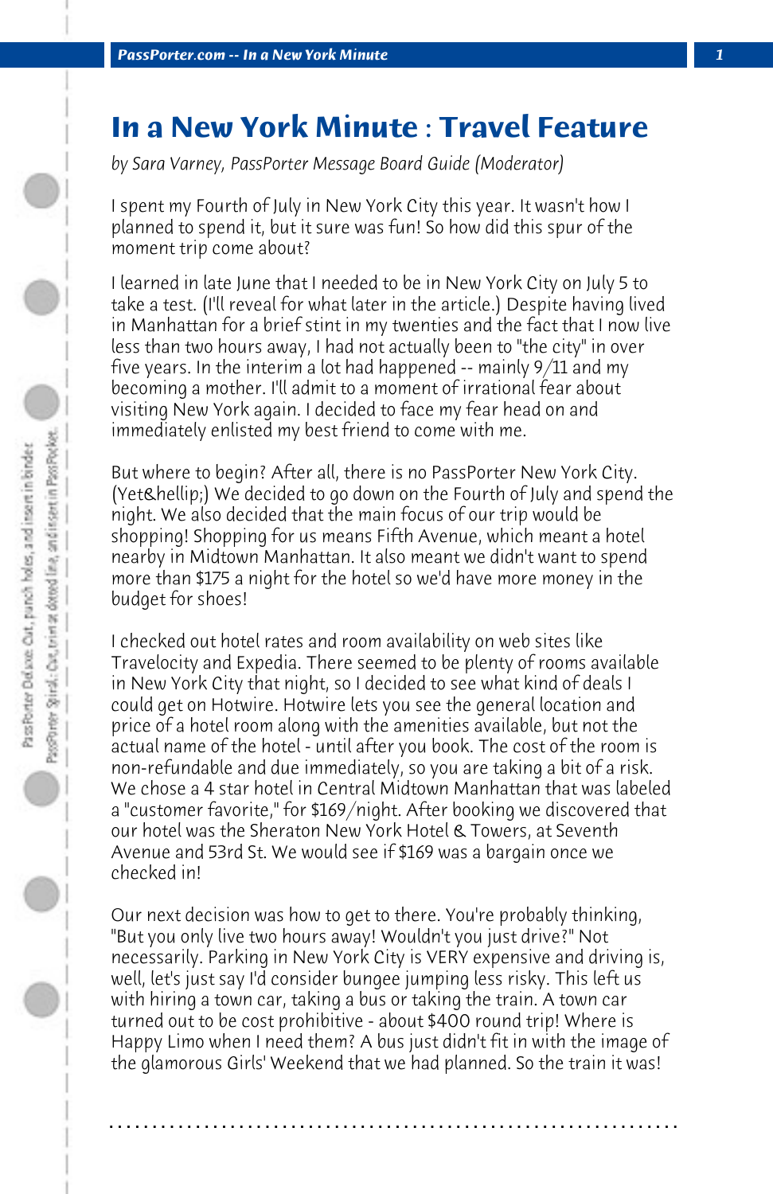# In a New York Minute : Travel Feature

*by Sara Varney, PassPorter Message Board Guide (Moderator)*

I spent my Fourth of July in New York City this year. It wasn't how I planned to spend it, but it sure was fun! So how did this spur of the moment trip come about?

I learned in late June that I needed to be in New York City on July 5 to take a test. (I'll reveal for what later in the article.) Despite having lived in Manhattan for a brief stint in my twenties and the fact that I now live less than two hours away, I had not actually been to "the city" in over five years. In the interim a lot had happened -- mainly 9/11 and my becoming a mother. I'll admit to a moment of irrational fear about visiting New York again. I decided to face my fear head on and immediately enlisted my best friend to come with me.

But where to begin? After all, there is no PassPorter New York City. (Yet&hellip;) We decided to go down on the Fourth of July and spend the night. We also decided that the main focus of our trip would be shopping! Shopping for us means Fifth Avenue, which meant a hotel nearby in Midtown Manhattan. It also meant we didn't want to spend more than $175 a night for the hotel so we'd have more money in the budget for shoes!

I checked out hotel rates and room availability on web sites like Travelocity and Expedia. There seemed to be plenty of rooms available in New York City that night, so I decided to see what kind of deals I could get on Hotwire. Hotwire lets you see the general location and price of a hotel room along with the amenities available, but not the actual name of the hotel - until after you book. The cost of the room is non-refundable and due immediately, so you are taking a bit of a risk. We chose a 4 star hotel in Central Midtown Manhattan that was labeled a "customer favorite," for $169/night. After booking we discovered that our hotel was the Sheraton New York Hotel & Towers, at Seventh Avenue and 53rd St. We would see if $169 was a bargain once we checked in!

Our next decision was how to get to there. You're probably thinking, "But you only live two hours away! Wouldn't you just drive?" Not necessarily. Parking in New York City is VERY expensive and driving is, well, let's just say I'd consider bungee jumping less risky. This left us with hiring a town car, taking a bus or taking the train. A town car turned out to be cost prohibitive - about $400 round trip! Where is Happy Limo when I need them? A bus just didn't fit in with the image of the glamorous Girls' Weekend that we had planned. So the train it was!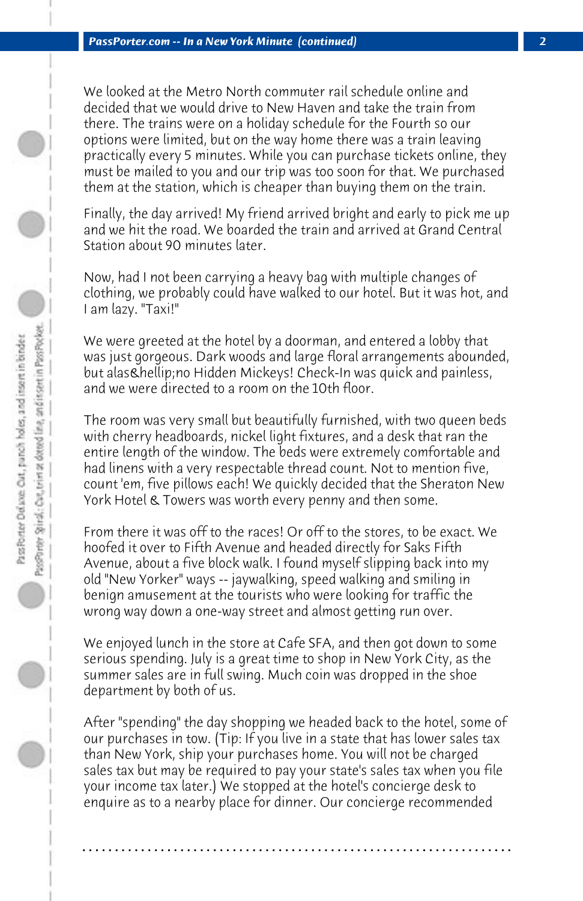We looked at the Metro North commuter rail schedule online and decided that we would drive to New Haven and take the train from there. The trains were on a holiday schedule for the Fourth so our options were limited, but on the way home there was a train leaving practically every 5 minutes. While you can purchase tickets online, they must be mailed to you and our trip was too soon for that. We purchased them at the station, which is cheaper than buying them on the train.

Finally, the day arrived! My friend arrived bright and early to pick me up and we hit the road. We boarded the train and arrived at Grand Central Station about 90 minutes later.

Now, had I not been carrying a heavy bag with multiple changes of clothing, we probably could have walked to our hotel. But it was hot, and I am lazy. "Taxi!"

We were greeted at the hotel by a doorman, and entered a lobby that was just gorgeous. Dark woods and large floral arrangements abounded, but alas&hellip;no Hidden Mickeys! Check-In was quick and painless, and we were directed to a room on the 10th floor.

The room was very small but beautifully furnished, with two queen beds with cherry headboards, nickel light fixtures, and a desk that ran the entire length of the window. The beds were extremely comfortable and had linens with a very respectable thread count. Not to mention five, count 'em, five pillows each! We quickly decided that the Sheraton New York Hotel & Towers was worth every penny and then some.

From there it was off to the races! Or off to the stores, to be exact. We hoofed it over to Fifth Avenue and headed directly for Saks Fifth Avenue, about a five block walk. I found myself slipping back into my old "New Yorker" ways -- jaywalking, speed walking and smiling in benign amusement at the tourists who were looking for traffic the wrong way down a one-way street and almost getting run over.

We enjoyed lunch in the store at Cafe SFA, and then got down to some serious spending. July is a great time to shop in New York City, as the summer sales are in full swing. Much coin was dropped in the shoe department by both of us.

After "spending" the day shopping we headed back to the hotel, some of our purchases in tow. (Tip: If you live in a state that has lower sales tax than New York, ship your purchases home. You will not be charged sales tax but may be required to pay your state's sales tax when you file your income tax later.) We stopped at the hotel's concierge desk to enquire as to a nearby place for dinner. Our concierge recommended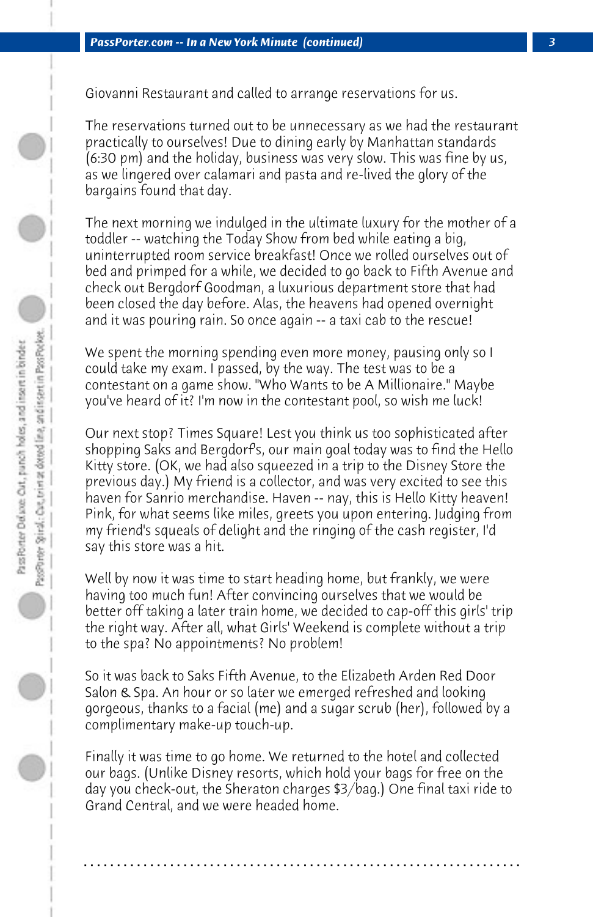Giovanni Restaurant and called to arrange reservations for us.

The reservations turned out to be unnecessary as we had the restaurant practically to ourselves! Due to dining early by Manhattan standards (6:30 pm) and the holiday, business was very slow. This was fine by us, as we lingered over calamari and pasta and re-lived the glory of the bargains found that day.

The next morning we indulged in the ultimate luxury for the mother of a toddler -- watching the Today Show from bed while eating a big, uninterrupted room service breakfast! Once we rolled ourselves out of bed and primped for a while, we decided to go back to Fifth Avenue and check out Bergdorf Goodman, a luxurious department store that had been closed the day before. Alas, the heavens had opened overnight and it was pouring rain. So once again -- a taxi cab to the rescue!

We spent the morning spending even more money, pausing only so I could take my exam. I passed, by the way. The test was to be a contestant on a game show. "Who Wants to be A Millionaire." Maybe you've heard of it? I'm now in the contestant pool, so wish me luck!

Our next stop? Times Square! Lest you think us too sophisticated after shopping Saks and Bergdorf's, our main goal today was to find the Hello Kitty store. (OK, we had also squeezed in a trip to the Disney Store the previous day.) My friend is a collector, and was very excited to see this haven for Sanrio merchandise. Haven -- nay, this is Hello Kitty heaven! Pink, for what seems like miles, greets you upon entering. Judging from my friend's squeals of delight and the ringing of the cash register, I'd say this store was a hit.

Well by now it was time to start heading home, but frankly, we were having too much fun! After convincing ourselves that we would be better off taking a later train home, we decided to cap-off this girls' trip the right way. After all, what Girls' Weekend is complete without a trip to the spa? No appointments? No problem!

So it was back to Saks Fifth Avenue, to the Elizabeth Arden Red Door Salon & Spa. An hour or so later we emerged refreshed and looking gorgeous, thanks to a facial (me) and a sugar scrub (her), followed by a complimentary make-up touch-up.

Finally it was time to go home. We returned to the hotel and collected our bags. (Unlike Disney resorts, which hold your bags for free on the day you check-out, the Sheraton charges $3/bag.) One final taxi ride to Grand Central, and we were headed home.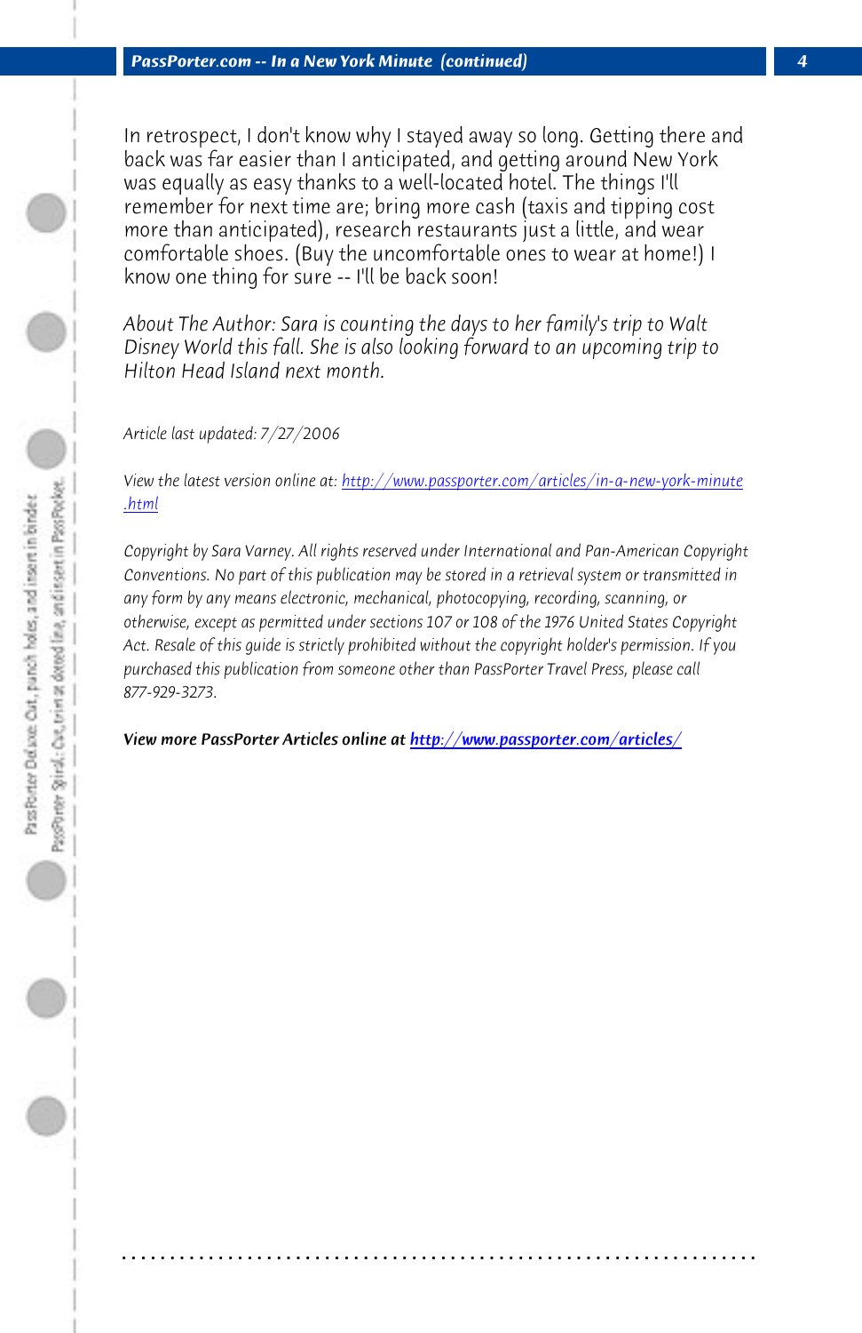In retrospect, I don't know why I stayed away so long. Getting there and back was far easier than I anticipated, and getting around New York was equally as easy thanks to a well-located hotel. The things I'll remember for next time are; bring more cash (taxis and tipping cost more than anticipated), research restaurants just a little, and wear comfortable shoes. (Buy the uncomfortable ones to wear at home!) I know one thing for sure -- I'll be back soon!

*About The Author: Sara is counting the days to her family's trip to Walt Disney World this fall. She is also looking forward to an upcoming trip to Hilton Head Island next month.*

*Article last updated: 7/27/2006*

*View the latest version online at: http://www.passporter.com/articles/in-a-new-york-minute.html*

*Copyright by Sara Varney. All rights reserved under International and Pan-American Copyright Conventions. No part of this publication may be stored in a retrieval system or transmitted in any form by any means electronic, mechanical, photocopying, recording, scanning, or otherwise, except as permitted under sections 107 or 108 of the 1976 United States Copyright Act. Resale of this guide is strictly prohibited without the copyright holder's permission. If you purchased this publication from someone other than PassPorter Travel Press, please call 877-929-3273.*

***View more PassPorter Articles online at http://www.passporter.com/articles/***